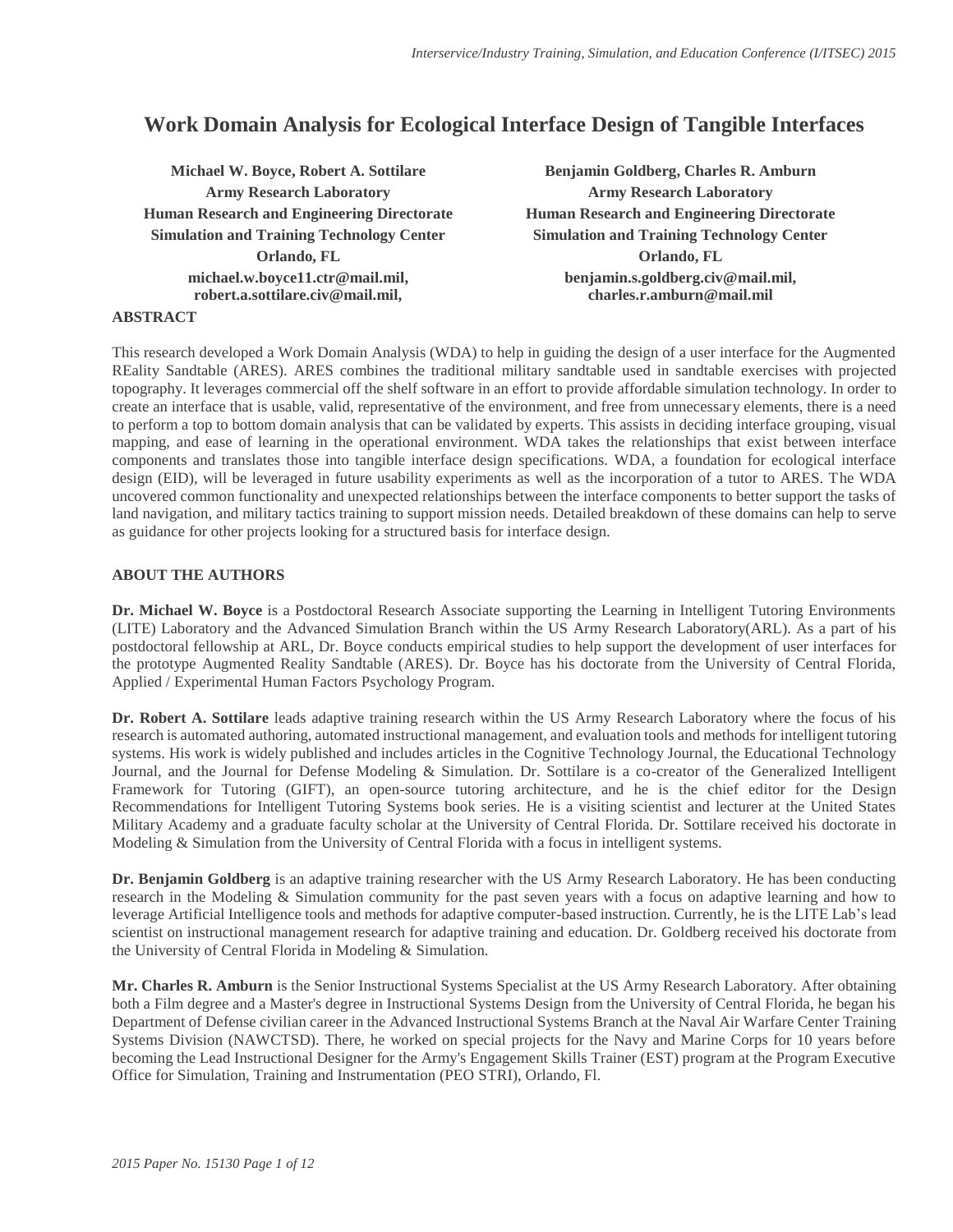# Work Domain Analysis for Ecological Interface Design of Tangible Interfaces

**Michael W. Boyce, Robert A. Sottilare**
**Army Research Laboratory**
**Human Research and Engineering Directorate**
**Simulation and Training Technology Center**
**Orlando, FL**
**michael.w.boyce11.ctr@mail.mil, robert.a.sottilare.civ@mail.mil,**

**Benjamin Goldberg, Charles R. Amburn**
**Army Research Laboratory**
**Human Research and Engineering Directorate**
**Simulation and Training Technology Center**
**Orlando, FL**
**benjamin.s.goldberg.civ@mail.mil, charles.r.amburn@mail.mil**

## ABSTRACT

This research developed a Work Domain Analysis (WDA) to help in guiding the design of a user interface for the Augmented REality Sandtable (ARES). ARES combines the traditional military sandtable used in sandtable exercises with projected topography. It leverages commercial off the shelf software in an effort to provide affordable simulation technology. In order to create an interface that is usable, valid, representative of the environment, and free from unnecessary elements, there is a need to perform a top to bottom domain analysis that can be validated by experts. This assists in deciding interface grouping, visual mapping, and ease of learning in the operational environment. WDA takes the relationships that exist between interface components and translates those into tangible interface design specifications. WDA, a foundation for ecological interface design (EID), will be leveraged in future usability experiments as well as the incorporation of a tutor to ARES. The WDA uncovered common functionality and unexpected relationships between the interface components to better support the tasks of land navigation, and military tactics training to support mission needs. Detailed breakdown of these domains can help to serve as guidance for other projects looking for a structured basis for interface design.

## ABOUT THE AUTHORS

**Dr. Michael W. Boyce** is a Postdoctoral Research Associate supporting the Learning in Intelligent Tutoring Environments (LITE) Laboratory and the Advanced Simulation Branch within the US Army Research Laboratory(ARL). As a part of his postdoctoral fellowship at ARL, Dr. Boyce conducts empirical studies to help support the development of user interfaces for the prototype Augmented Reality Sandtable (ARES). Dr. Boyce has his doctorate from the University of Central Florida, Applied / Experimental Human Factors Psychology Program.

**Dr. Robert A. Sottilare** leads adaptive training research within the US Army Research Laboratory where the focus of his research is automated authoring, automated instructional management, and evaluation tools and methods for intelligent tutoring systems. His work is widely published and includes articles in the Cognitive Technology Journal, the Educational Technology Journal, and the Journal for Defense Modeling & Simulation. Dr. Sottilare is a co-creator of the Generalized Intelligent Framework for Tutoring (GIFT), an open-source tutoring architecture, and he is the chief editor for the Design Recommendations for Intelligent Tutoring Systems book series. He is a visiting scientist and lecturer at the United States Military Academy and a graduate faculty scholar at the University of Central Florida. Dr. Sottilare received his doctorate in Modeling & Simulation from the University of Central Florida with a focus in intelligent systems.

**Dr. Benjamin Goldberg** is an adaptive training researcher with the US Army Research Laboratory. He has been conducting research in the Modeling & Simulation community for the past seven years with a focus on adaptive learning and how to leverage Artificial Intelligence tools and methods for adaptive computer-based instruction. Currently, he is the LITE Lab's lead scientist on instructional management research for adaptive training and education. Dr. Goldberg received his doctorate from the University of Central Florida in Modeling & Simulation.

**Mr. Charles R. Amburn** is the Senior Instructional Systems Specialist at the US Army Research Laboratory. After obtaining both a Film degree and a Master's degree in Instructional Systems Design from the University of Central Florida, he began his Department of Defense civilian career in the Advanced Instructional Systems Branch at the Naval Air Warfare Center Training Systems Division (NAWCTSD). There, he worked on special projects for the Navy and Marine Corps for 10 years before becoming the Lead Instructional Designer for the Army's Engagement Skills Trainer (EST) program at the Program Executive Office for Simulation, Training and Instrumentation (PEO STRI), Orlando, Fl.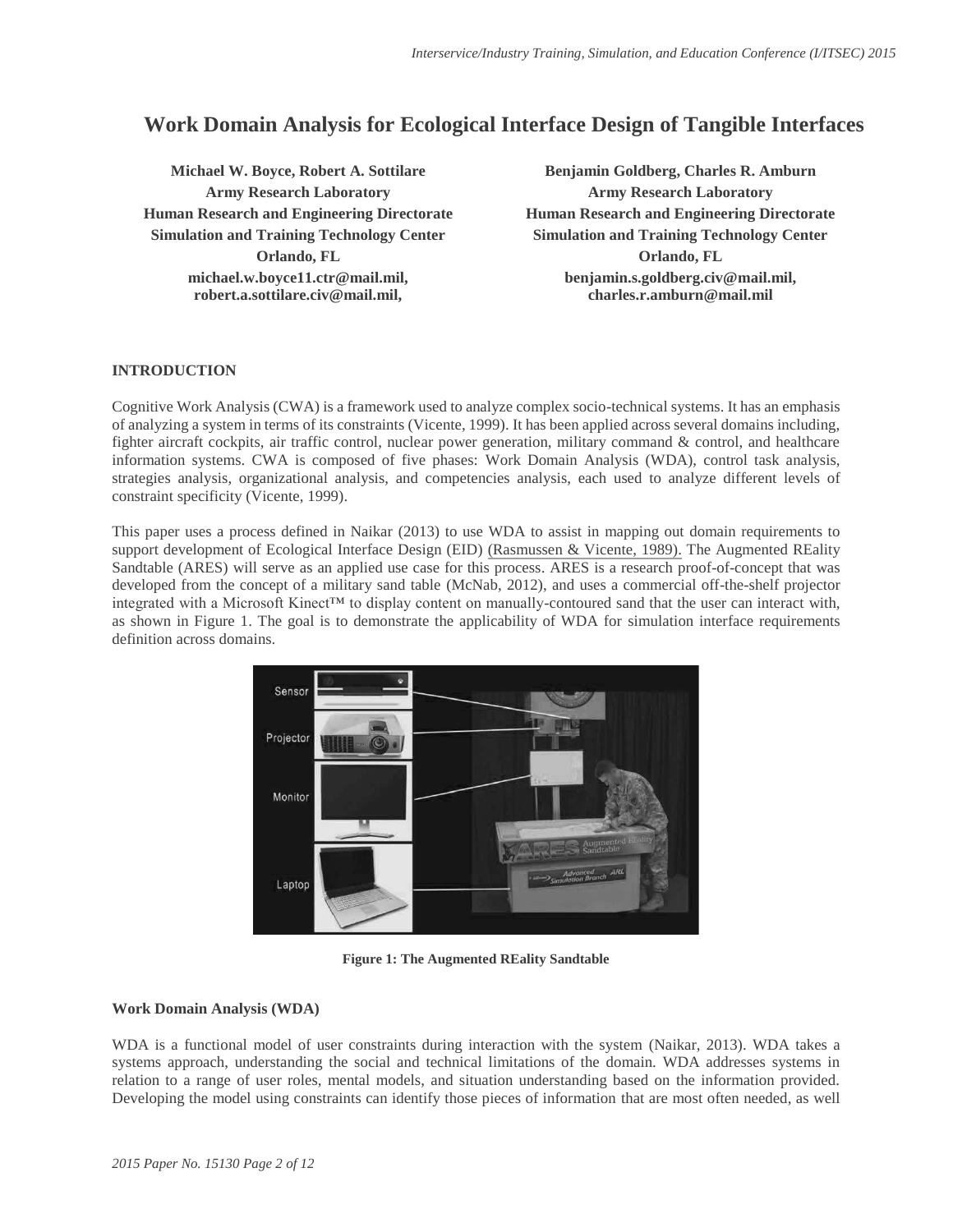# Work Domain Analysis for Ecological Interface Design of Tangible Interfaces

**Michael W. Boyce, Robert A. Sottilare**
**Army Research Laboratory**
**Human Research and Engineering Directorate**
**Simulation and Training Technology Center**
**Orlando, FL**
**michael.w.boyce11.ctr@mail.mil, robert.a.sottilare.civ@mail.mil,**

**Benjamin Goldberg, Charles R. Amburn**
**Army Research Laboratory**
**Human Research and Engineering Directorate**
**Simulation and Training Technology Center**
**Orlando, FL**
**benjamin.s.goldberg.civ@mail.mil, charles.r.amburn@mail.mil**

## INTRODUCTION

Cognitive Work Analysis (CWA) is a framework used to analyze complex socio-technical systems. It has an emphasis of analyzing a system in terms of its constraints (Vicente, 1999). It has been applied across several domains including, fighter aircraft cockpits, air traffic control, nuclear power generation, military command & control, and healthcare information systems. CWA is composed of five phases: Work Domain Analysis (WDA), control task analysis, strategies analysis, organizational analysis, and competencies analysis, each used to analyze different levels of constraint specificity (Vicente, 1999).

This paper uses a process defined in Naikar (2013) to use WDA to assist in mapping out domain requirements to support development of Ecological Interface Design (EID) (Rasmussen & Vicente, 1989). The Augmented REality Sandtable (ARES) will serve as an applied use case for this process. ARES is a research proof-of-concept that was developed from the concept of a military sand table (McNab, 2012), and uses a commercial off-the-shelf projector integrated with a Microsoft Kinect™ to display content on manually-contoured sand that the user can interact with, as shown in Figure 1. The goal is to demonstrate the applicability of WDA for simulation interface requirements definition across domains.

**Figure 1: The Augmented REality Sandtable**

### Work Domain Analysis (WDA)

WDA is a functional model of user constraints during interaction with the system (Naikar, 2013). WDA takes a systems approach, understanding the social and technical limitations of the domain. WDA addresses systems in relation to a range of user roles, mental models, and situation understanding based on the information provided. Developing the model using constraints can identify those pieces of information that are most often needed, as well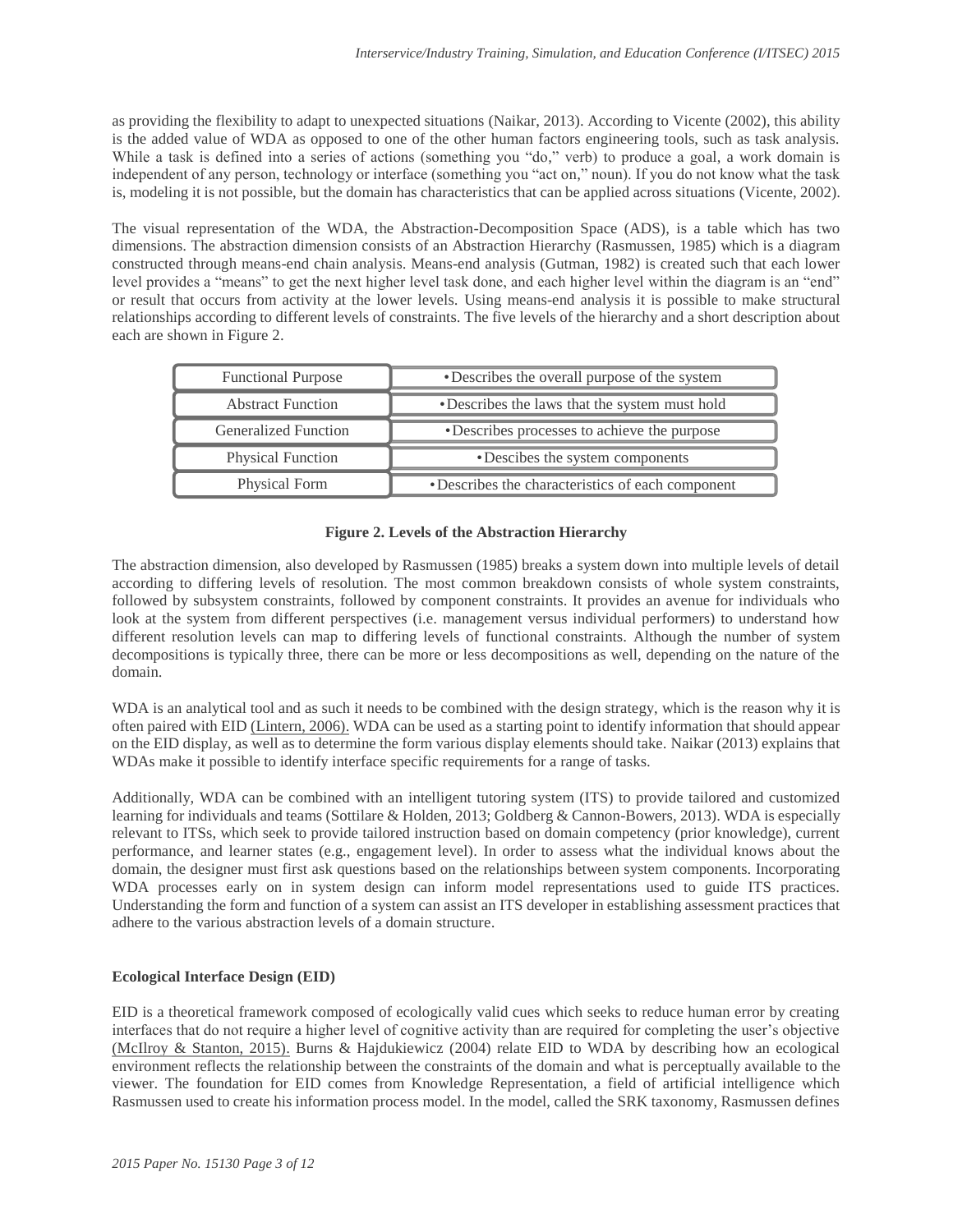as providing the flexibility to adapt to unexpected situations (Naikar, 2013). According to Vicente (2002), this ability is the added value of WDA as opposed to one of the other human factors engineering tools, such as task analysis. While a task is defined into a series of actions (something you "do," verb) to produce a goal, a work domain is independent of any person, technology or interface (something you "act on," noun). If you do not know what the task is, modeling it is not possible, but the domain has characteristics that can be applied across situations (Vicente, 2002).

The visual representation of the WDA, the Abstraction-Decomposition Space (ADS), is a table which has two dimensions. The abstraction dimension consists of an Abstraction Hierarchy (Rasmussen, 1985) which is a diagram constructed through means-end chain analysis. Means-end analysis (Gutman, 1982) is created such that each lower level provides a "means" to get the next higher level task done, and each higher level within the diagram is an "end" or result that occurs from activity at the lower levels. Using means-end analysis it is possible to make structural relationships according to different levels of constraints. The five levels of the hierarchy and a short description about each are shown in Figure 2.

| Level | Description |
|---|---|
| Functional Purpose | • Describes the overall purpose of the system |
| Abstract Function | • Describes the laws that the system must hold |
| Generalized Function | • Describes processes to achieve the purpose |
| Physical Function | • Descibes the system components |
| Physical Form | • Describes the characteristics of each component |

**Figure 2. Levels of the Abstraction Hierarchy**

The abstraction dimension, also developed by Rasmussen (1985) breaks a system down into multiple levels of detail according to differing levels of resolution. The most common breakdown consists of whole system constraints, followed by subsystem constraints, followed by component constraints. It provides an avenue for individuals who look at the system from different perspectives (i.e. management versus individual performers) to understand how different resolution levels can map to differing levels of functional constraints. Although the number of system decompositions is typically three, there can be more or less decompositions as well, depending on the nature of the domain.

WDA is an analytical tool and as such it needs to be combined with the design strategy, which is the reason why it is often paired with EID (Lintern, 2006). WDA can be used as a starting point to identify information that should appear on the EID display, as well as to determine the form various display elements should take. Naikar (2013) explains that WDAs make it possible to identify interface specific requirements for a range of tasks.

Additionally, WDA can be combined with an intelligent tutoring system (ITS) to provide tailored and customized learning for individuals and teams (Sottilare & Holden, 2013; Goldberg & Cannon-Bowers, 2013). WDA is especially relevant to ITSs, which seek to provide tailored instruction based on domain competency (prior knowledge), current performance, and learner states (e.g., engagement level). In order to assess what the individual knows about the domain, the designer must first ask questions based on the relationships between system components. Incorporating WDA processes early on in system design can inform model representations used to guide ITS practices. Understanding the form and function of a system can assist an ITS developer in establishing assessment practices that adhere to the various abstraction levels of a domain structure.

**Ecological Interface Design (EID)**

EID is a theoretical framework composed of ecologically valid cues which seeks to reduce human error by creating interfaces that do not require a higher level of cognitive activity than are required for completing the user's objective (McIlroy & Stanton, 2015). Burns & Hajdukiewicz (2004) relate EID to WDA by describing how an ecological environment reflects the relationship between the constraints of the domain and what is perceptually available to the viewer. The foundation for EID comes from Knowledge Representation, a field of artificial intelligence which Rasmussen used to create his information process model. In the model, called the SRK taxonomy, Rasmussen defines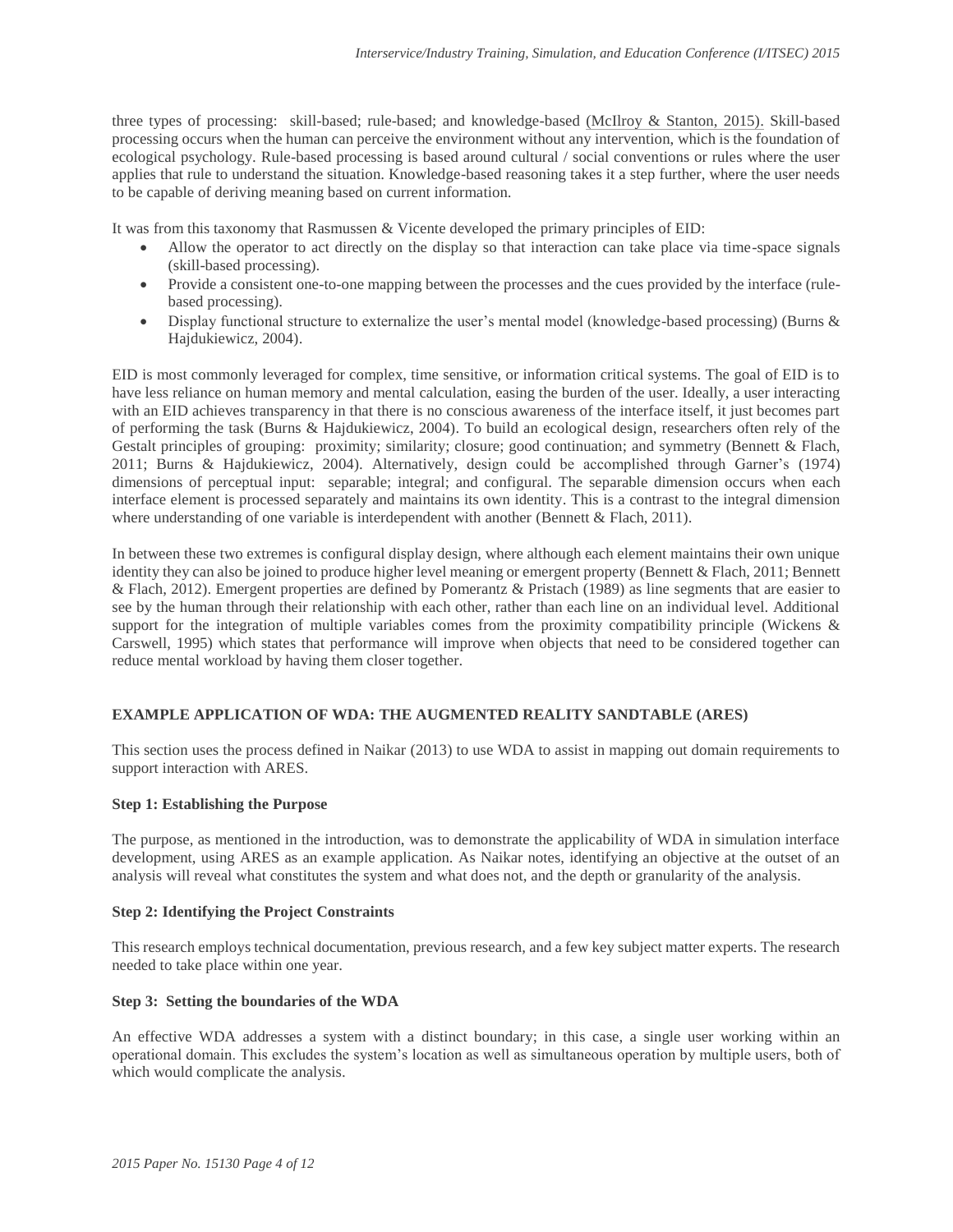three types of processing: skill-based; rule-based; and knowledge-based (McIlroy & Stanton, 2015). Skill-based processing occurs when the human can perceive the environment without any intervention, which is the foundation of ecological psychology. Rule-based processing is based around cultural / social conventions or rules where the user applies that rule to understand the situation. Knowledge-based reasoning takes it a step further, where the user needs to be capable of deriving meaning based on current information.

It was from this taxonomy that Rasmussen & Vicente developed the primary principles of EID:

- Allow the operator to act directly on the display so that interaction can take place via time-space signals (skill-based processing).
- Provide a consistent one-to-one mapping between the processes and the cues provided by the interface (rule-based processing).
- Display functional structure to externalize the user's mental model (knowledge-based processing) (Burns & Hajdukiewicz, 2004).

EID is most commonly leveraged for complex, time sensitive, or information critical systems. The goal of EID is to have less reliance on human memory and mental calculation, easing the burden of the user. Ideally, a user interacting with an EID achieves transparency in that there is no conscious awareness of the interface itself, it just becomes part of performing the task (Burns & Hajdukiewicz, 2004). To build an ecological design, researchers often rely of the Gestalt principles of grouping: proximity; similarity; closure; good continuation; and symmetry (Bennett & Flach, 2011; Burns & Hajdukiewicz, 2004). Alternatively, design could be accomplished through Garner's (1974) dimensions of perceptual input: separable; integral; and configural. The separable dimension occurs when each interface element is processed separately and maintains its own identity. This is a contrast to the integral dimension where understanding of one variable is interdependent with another (Bennett & Flach, 2011).

In between these two extremes is configural display design, where although each element maintains their own unique identity they can also be joined to produce higher level meaning or emergent property (Bennett & Flach, 2011; Bennett & Flach, 2012). Emergent properties are defined by Pomerantz & Pristach (1989) as line segments that are easier to see by the human through their relationship with each other, rather than each line on an individual level. Additional support for the integration of multiple variables comes from the proximity compatibility principle (Wickens & Carswell, 1995) which states that performance will improve when objects that need to be considered together can reduce mental workload by having them closer together.

## EXAMPLE APPLICATION OF WDA: THE AUGMENTED REALITY SANDTABLE (ARES)

This section uses the process defined in Naikar (2013) to use WDA to assist in mapping out domain requirements to support interaction with ARES.

### Step 1: Establishing the Purpose

The purpose, as mentioned in the introduction, was to demonstrate the applicability of WDA in simulation interface development, using ARES as an example application. As Naikar notes, identifying an objective at the outset of an analysis will reveal what constitutes the system and what does not, and the depth or granularity of the analysis.

### Step 2: Identifying the Project Constraints

This research employs technical documentation, previous research, and a few key subject matter experts. The research needed to take place within one year.

### Step 3: Setting the boundaries of the WDA

An effective WDA addresses a system with a distinct boundary; in this case, a single user working within an operational domain. This excludes the system's location as well as simultaneous operation by multiple users, both of which would complicate the analysis.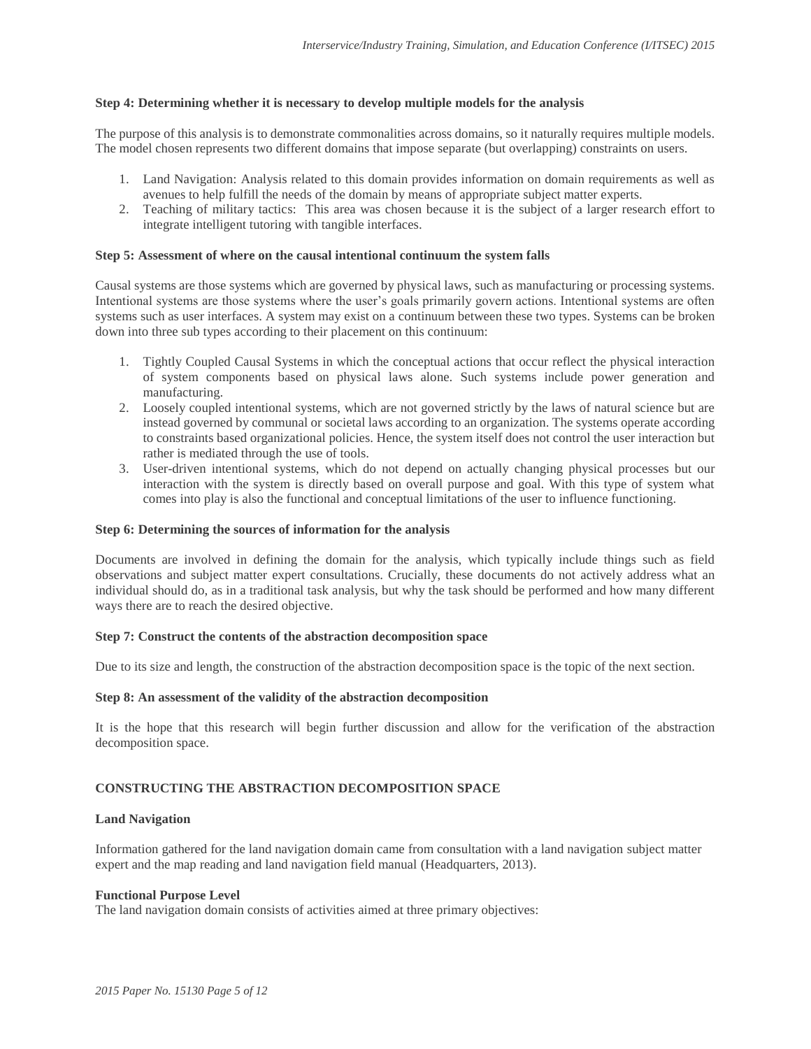**Step 4: Determining whether it is necessary to develop multiple models for the analysis**

The purpose of this analysis is to demonstrate commonalities across domains, so it naturally requires multiple models. The model chosen represents two different domains that impose separate (but overlapping) constraints on users.

1. Land Navigation: Analysis related to this domain provides information on domain requirements as well as avenues to help fulfill the needs of the domain by means of appropriate subject matter experts.
2. Teaching of military tactics: This area was chosen because it is the subject of a larger research effort to integrate intelligent tutoring with tangible interfaces.

**Step 5: Assessment of where on the causal intentional continuum the system falls**

Causal systems are those systems which are governed by physical laws, such as manufacturing or processing systems. Intentional systems are those systems where the user's goals primarily govern actions. Intentional systems are often systems such as user interfaces. A system may exist on a continuum between these two types. Systems can be broken down into three sub types according to their placement on this continuum:

1. Tightly Coupled Causal Systems in which the conceptual actions that occur reflect the physical interaction of system components based on physical laws alone. Such systems include power generation and manufacturing.
2. Loosely coupled intentional systems, which are not governed strictly by the laws of natural science but are instead governed by communal or societal laws according to an organization. The systems operate according to constraints based organizational policies. Hence, the system itself does not control the user interaction but rather is mediated through the use of tools.
3. User-driven intentional systems, which do not depend on actually changing physical processes but our interaction with the system is directly based on overall purpose and goal. With this type of system what comes into play is also the functional and conceptual limitations of the user to influence functioning.

**Step 6: Determining the sources of information for the analysis**

Documents are involved in defining the domain for the analysis, which typically include things such as field observations and subject matter expert consultations. Crucially, these documents do not actively address what an individual should do, as in a traditional task analysis, but why the task should be performed and how many different ways there are to reach the desired objective.

**Step 7: Construct the contents of the abstraction decomposition space**

Due to its size and length, the construction of the abstraction decomposition space is the topic of the next section.

**Step 8: An assessment of the validity of the abstraction decomposition**

It is the hope that this research will begin further discussion and allow for the verification of the abstraction decomposition space.

## CONSTRUCTING THE ABSTRACTION DECOMPOSITION SPACE

### Land Navigation

Information gathered for the land navigation domain came from consultation with a land navigation subject matter expert and the map reading and land navigation field manual (Headquarters, 2013).

#### Functional Purpose Level

The land navigation domain consists of activities aimed at three primary objectives: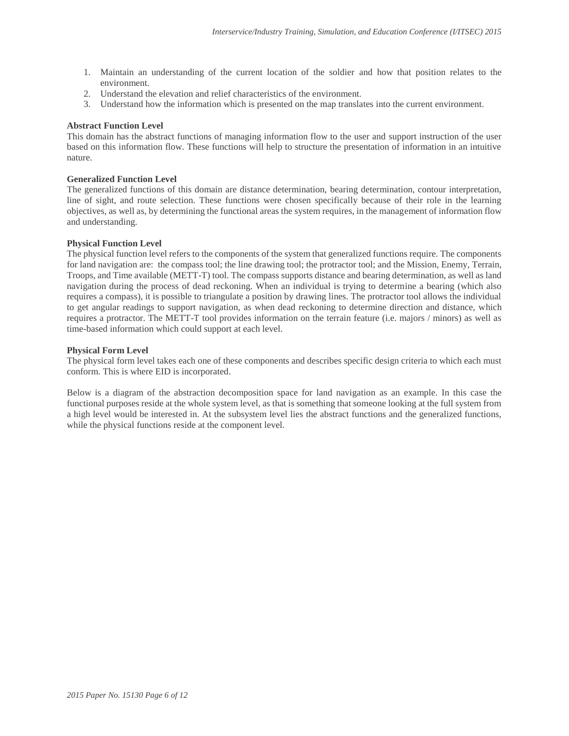1. Maintain an understanding of the current location of the soldier and how that position relates to the environment.
2. Understand the elevation and relief characteristics of the environment.
3. Understand how the information which is presented on the map translates into the current environment.

**Abstract Function Level**

This domain has the abstract functions of managing information flow to the user and support instruction of the user based on this information flow. These functions will help to structure the presentation of information in an intuitive nature.

**Generalized Function Level**

The generalized functions of this domain are distance determination, bearing determination, contour interpretation, line of sight, and route selection. These functions were chosen specifically because of their role in the learning objectives, as well as, by determining the functional areas the system requires, in the management of information flow and understanding.

**Physical Function Level**

The physical function level refers to the components of the system that generalized functions require. The components for land navigation are: the compass tool; the line drawing tool; the protractor tool; and the Mission, Enemy, Terrain, Troops, and Time available (METT-T) tool. The compass supports distance and bearing determination, as well as land navigation during the process of dead reckoning. When an individual is trying to determine a bearing (which also requires a compass), it is possible to triangulate a position by drawing lines. The protractor tool allows the individual to get angular readings to support navigation, as when dead reckoning to determine direction and distance, which requires a protractor. The METT-T tool provides information on the terrain feature (i.e. majors / minors) as well as time-based information which could support at each level.

**Physical Form Level**

The physical form level takes each one of these components and describes specific design criteria to which each must conform. This is where EID is incorporated.

Below is a diagram of the abstraction decomposition space for land navigation as an example. In this case the functional purposes reside at the whole system level, as that is something that someone looking at the full system from a high level would be interested in. At the subsystem level lies the abstract functions and the generalized functions, while the physical functions reside at the component level.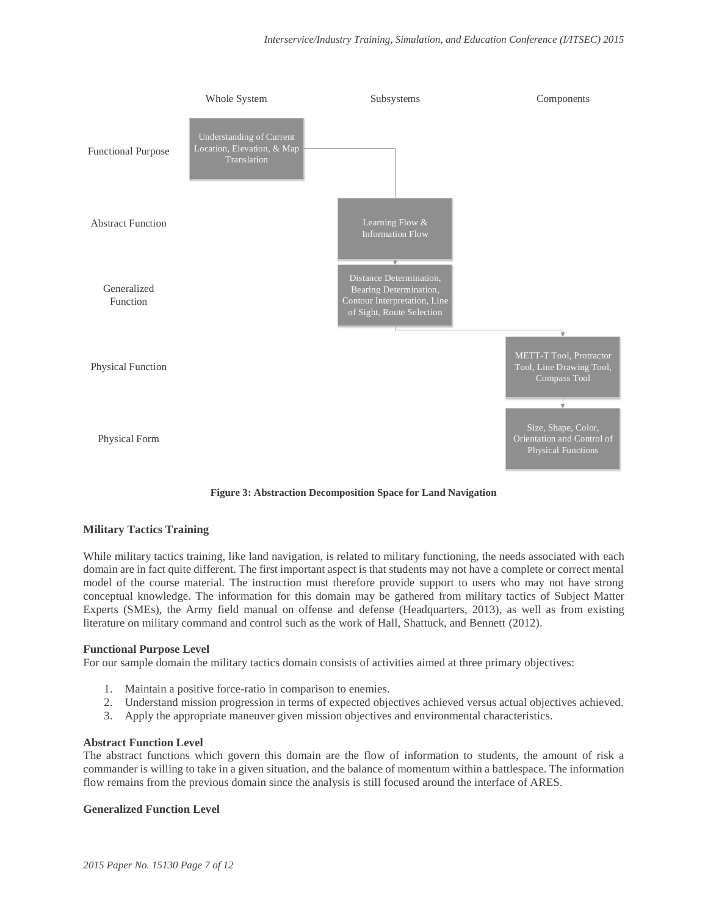| | Whole System | Subsystems | Components |
|---|---|---|---|
| Functional Purpose | Understanding of Current Location, Elevation, & Map Translation | | |
| Abstract Function | | Learning Flow & Information Flow | |
| Generalized Function | | Distance Determination, Bearing Determination, Contour Interpretation, Line of Sight, Route Selection | |
| Physical Function | | | METT-T Tool, Protractor Tool, Line Drawing Tool, Compass Tool |
| Physical Form | | | Size, Shape, Color, Orientation and Control of Physical Functions |

**Figure 3: Abstraction Decomposition Space for Land Navigation**

### Military Tactics Training

While military tactics training, like land navigation, is related to military functioning, the needs associated with each domain are in fact quite different. The first important aspect is that students may not have a complete or correct mental model of the course material. The instruction must therefore provide support to users who may not have strong conceptual knowledge. The information for this domain may be gathered from military tactics of Subject Matter Experts (SMEs), the Army field manual on offense and defense (Headquarters, 2013), as well as from existing literature on military command and control such as the work of Hall, Shattuck, and Bennett (2012).

#### Functional Purpose Level

For our sample domain the military tactics domain consists of activities aimed at three primary objectives:

1. Maintain a positive force-ratio in comparison to enemies.
2. Understand mission progression in terms of expected objectives achieved versus actual objectives achieved.
3. Apply the appropriate maneuver given mission objectives and environmental characteristics.

#### Abstract Function Level

The abstract functions which govern this domain are the flow of information to students, the amount of risk a commander is willing to take in a given situation, and the balance of momentum within a battlespace. The information flow remains from the previous domain since the analysis is still focused around the interface of ARES.

#### Generalized Function Level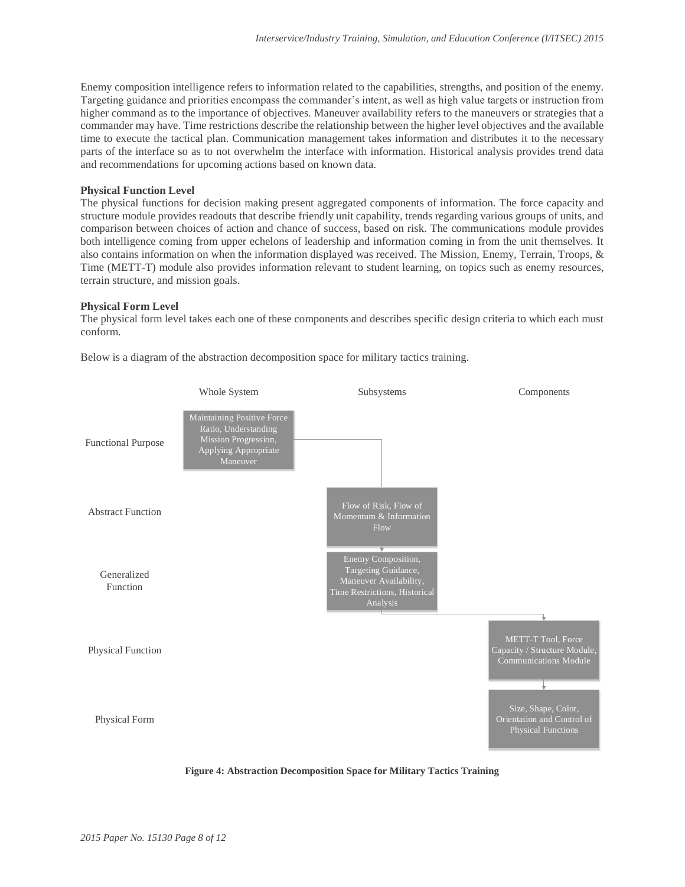Enemy composition intelligence refers to information related to the capabilities, strengths, and position of the enemy. Targeting guidance and priorities encompass the commander's intent, as well as high value targets or instruction from higher command as to the importance of objectives. Maneuver availability refers to the maneuvers or strategies that a commander may have. Time restrictions describe the relationship between the higher level objectives and the available time to execute the tactical plan. Communication management takes information and distributes it to the necessary parts of the interface so as to not overwhelm the interface with information. Historical analysis provides trend data and recommendations for upcoming actions based on known data.

**Physical Function Level**

The physical functions for decision making present aggregated components of information. The force capacity and structure module provides readouts that describe friendly unit capability, trends regarding various groups of units, and comparison between choices of action and chance of success, based on risk. The communications module provides both intelligence coming from upper echelons of leadership and information coming in from the unit themselves. It also contains information on when the information displayed was received. The Mission, Enemy, Terrain, Troops, & Time (METT-T) module also provides information relevant to student learning, on topics such as enemy resources, terrain structure, and mission goals.

**Physical Form Level**

The physical form level takes each one of these components and describes specific design criteria to which each must conform.

Below is a diagram of the abstraction decomposition space for military tactics training.

| | Whole System | Subsystems | Components |
|---|---|---|---|
| Functional Purpose | Maintaining Positive Force Ratio, Understanding Mission Progression, Applying Appropriate Maneuver | | |
| Abstract Function | | Flow of Risk, Flow of Momentum & Information Flow | |
| Generalized Function | | Enemy Composition, Targeting Guidance, Maneuver Availability, Time Restrictions, Historical Analysis | |
| Physical Function | | | METT-T Tool, Force Capacity / Structure Module, Communications Module |
| Physical Form | | | Size, Shape, Color, Orientation and Control of Physical Functions |

**Figure 4: Abstraction Decomposition Space for Military Tactics Training**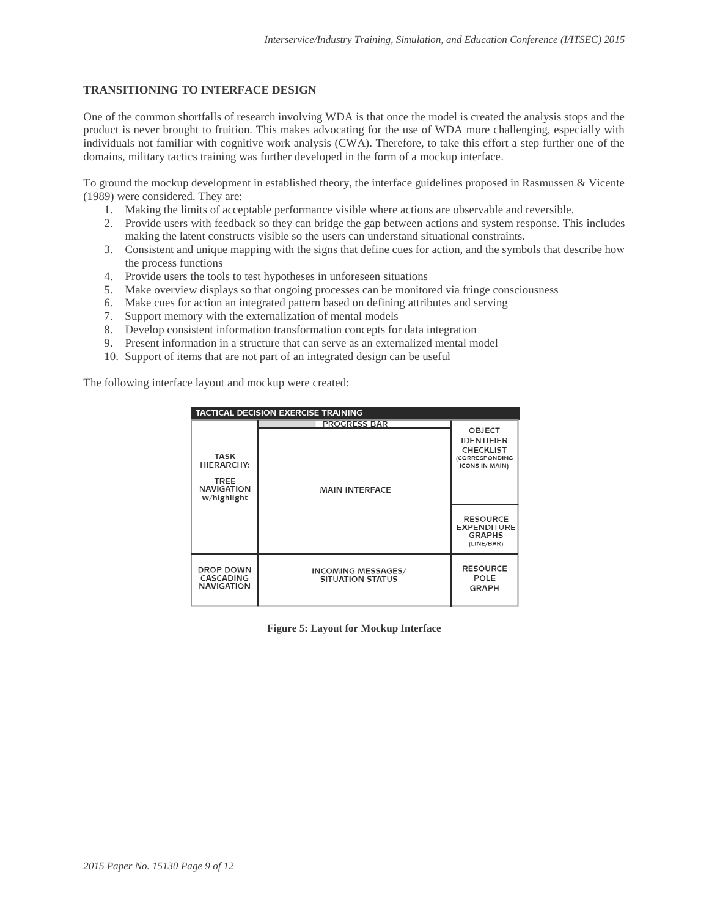## TRANSITIONING TO INTERFACE DESIGN

One of the common shortfalls of research involving WDA is that once the model is created the analysis stops and the product is never brought to fruition. This makes advocating for the use of WDA more challenging, especially with individuals not familiar with cognitive work analysis (CWA). Therefore, to take this effort a step further one of the domains, military tactics training was further developed in the form of a mockup interface.

To ground the mockup development in established theory, the interface guidelines proposed in Rasmussen & Vicente (1989) were considered. They are:

1. Making the limits of acceptable performance visible where actions are observable and reversible.
2. Provide users with feedback so they can bridge the gap between actions and system response. This includes making the latent constructs visible so the users can understand situational constraints.
3. Consistent and unique mapping with the signs that define cues for action, and the symbols that describe how the process functions
4. Provide users the tools to test hypotheses in unforeseen situations
5. Make overview displays so that ongoing processes can be monitored via fringe consciousness
6. Make cues for action an integrated pattern based on defining attributes and serving
7. Support memory with the externalization of mental models
8. Develop consistent information transformation concepts for data integration
9. Present information in a structure that can serve as an externalized mental model
10. Support of items that are not part of an integrated design can be useful

The following interface layout and mockup were created:

| TACTICAL DECISION EXERCISE TRAINING | | |
|---|---|---|
| TASK HIERARCHY: TREE NAVIGATION w/highlight | PROGRESS BAR / MAIN INTERFACE | OBJECT IDENTIFIER CHECKLIST (CORRESPONDING ICONS IN MAIN) / RESOURCE EXPENDITURE GRAPHS (LINE/BAR) |
| DROP DOWN CASCADING NAVIGATION | INCOMING MESSAGES/ SITUATION STATUS | RESOURCE POLE GRAPH |

**Figure 5: Layout for Mockup Interface**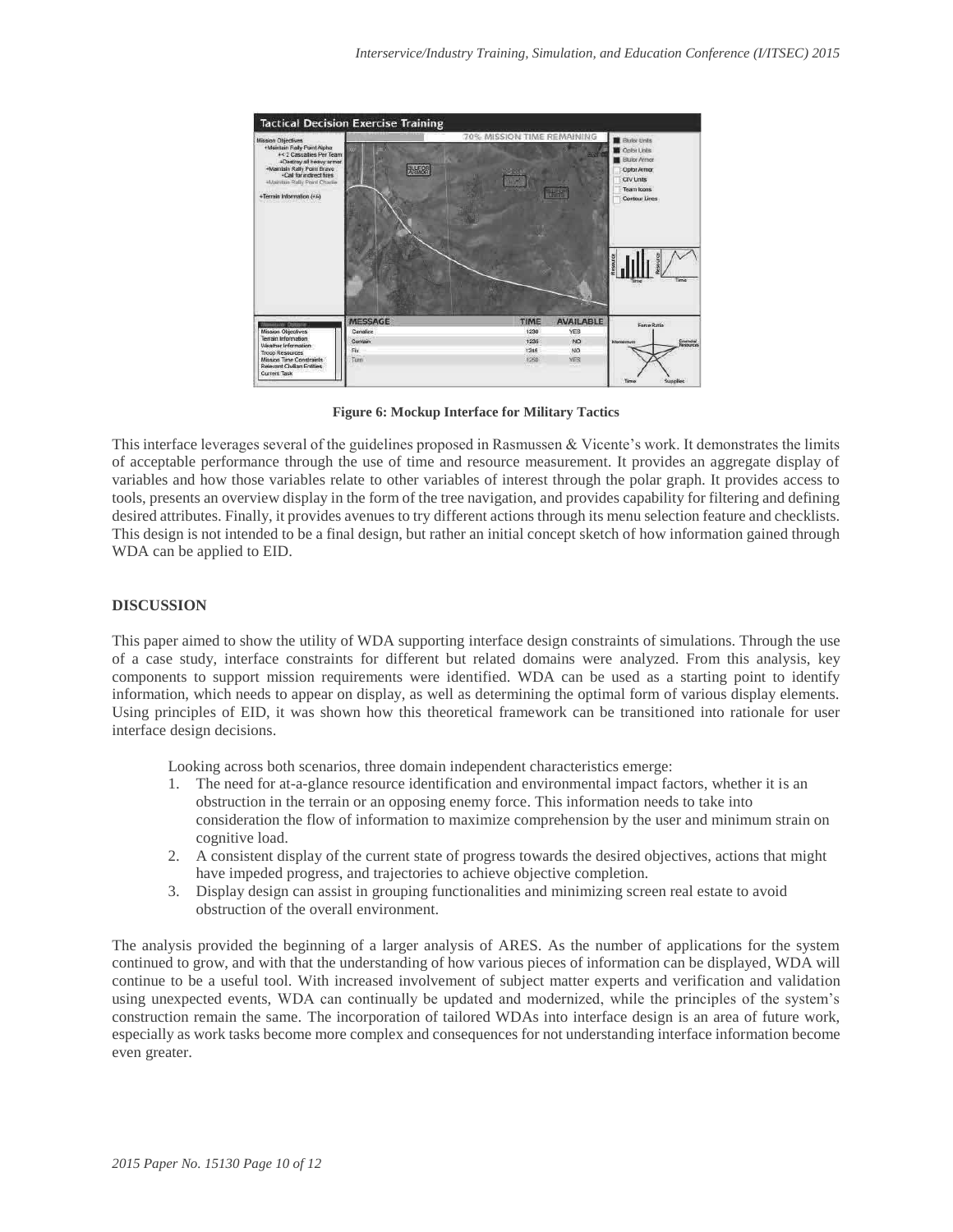**Figure 6: Mockup Interface for Military Tactics**

This interface leverages several of the guidelines proposed in Rasmussen & Vicente's work. It demonstrates the limits of acceptable performance through the use of time and resource measurement. It provides an aggregate display of variables and how those variables relate to other variables of interest through the polar graph. It provides access to tools, presents an overview display in the form of the tree navigation, and provides capability for filtering and defining desired attributes. Finally, it provides avenues to try different actions through its menu selection feature and checklists. This design is not intended to be a final design, but rather an initial concept sketch of how information gained through WDA can be applied to EID.

## DISCUSSION

This paper aimed to show the utility of WDA supporting interface design constraints of simulations. Through the use of a case study, interface constraints for different but related domains were analyzed. From this analysis, key components to support mission requirements were identified. WDA can be used as a starting point to identify information, which needs to appear on display, as well as determining the optimal form of various display elements. Using principles of EID, it was shown how this theoretical framework can be transitioned into rationale for user interface design decisions.

Looking across both scenarios, three domain independent characteristics emerge:

1. The need for at-a-glance resource identification and environmental impact factors, whether it is an obstruction in the terrain or an opposing enemy force. This information needs to take into consideration the flow of information to maximize comprehension by the user and minimum strain on cognitive load.
2. A consistent display of the current state of progress towards the desired objectives, actions that might have impeded progress, and trajectories to achieve objective completion.
3. Display design can assist in grouping functionalities and minimizing screen real estate to avoid obstruction of the overall environment.

The analysis provided the beginning of a larger analysis of ARES. As the number of applications for the system continued to grow, and with that the understanding of how various pieces of information can be displayed, WDA will continue to be a useful tool. With increased involvement of subject matter experts and verification and validation using unexpected events, WDA can continually be updated and modernized, while the principles of the system's construction remain the same. The incorporation of tailored WDAs into interface design is an area of future work, especially as work tasks become more complex and consequences for not understanding interface information become even greater.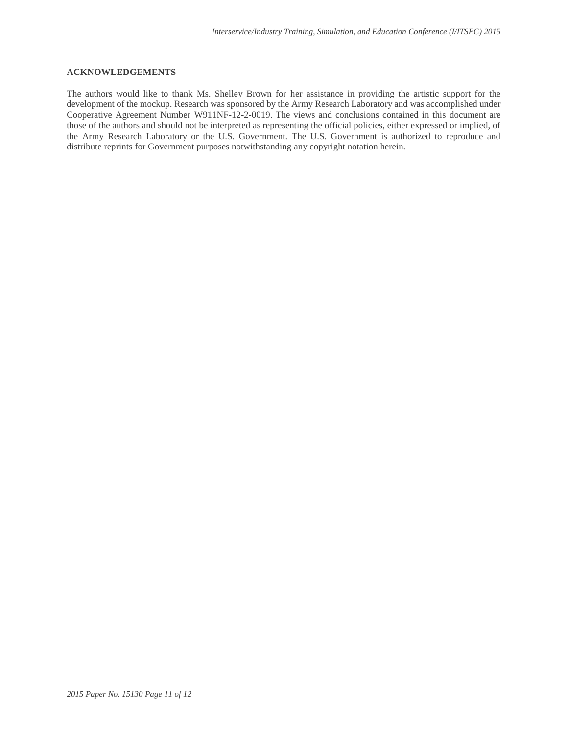## ACKNOWLEDGEMENTS

The authors would like to thank Ms. Shelley Brown for her assistance in providing the artistic support for the development of the mockup. Research was sponsored by the Army Research Laboratory and was accomplished under Cooperative Agreement Number W911NF-12-2-0019. The views and conclusions contained in this document are those of the authors and should not be interpreted as representing the official policies, either expressed or implied, of the Army Research Laboratory or the U.S. Government. The U.S. Government is authorized to reproduce and distribute reprints for Government purposes notwithstanding any copyright notation herein.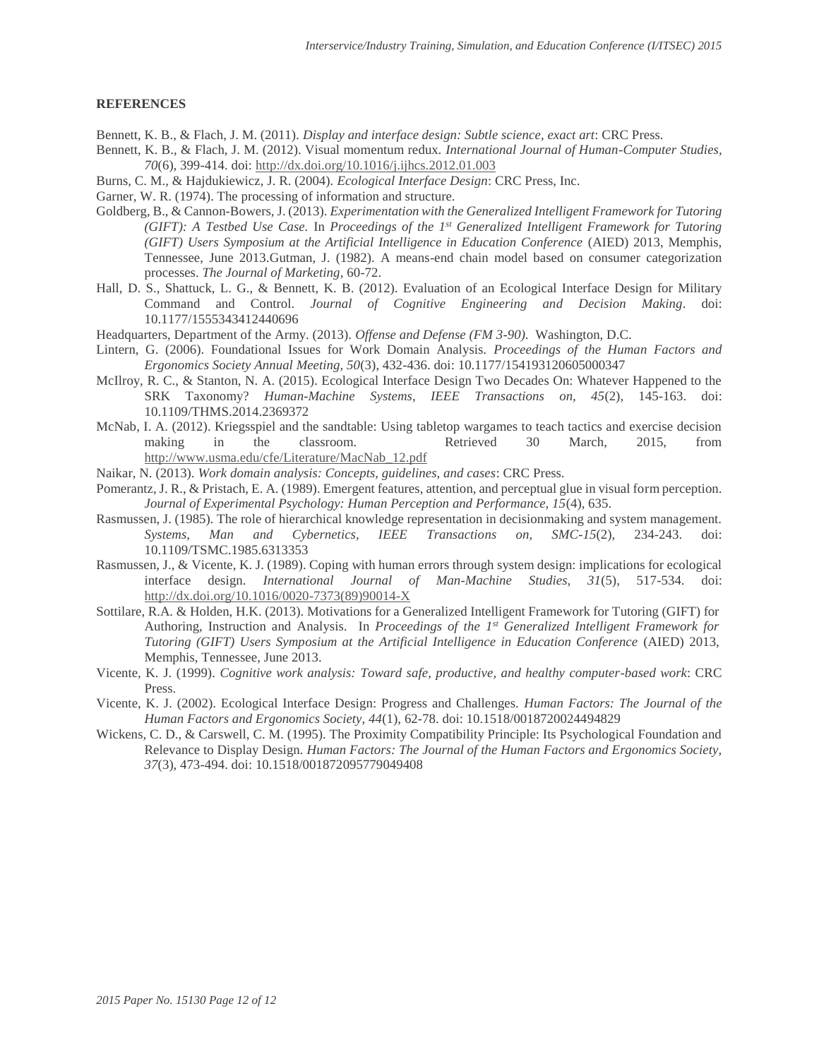**REFERENCES**

Bennett, K. B., & Flach, J. M. (2011). *Display and interface design: Subtle science, exact art*: CRC Press.

Bennett, K. B., & Flach, J. M. (2012). Visual momentum redux. *International Journal of Human-Computer Studies, 70*(6), 399-414. doi: http://dx.doi.org/10.1016/j.ijhcs.2012.01.003

Burns, C. M., & Hajdukiewicz, J. R. (2004). *Ecological Interface Design*: CRC Press, Inc.

Garner, W. R. (1974). The processing of information and structure.

Goldberg, B., & Cannon-Bowers, J. (2013). *Experimentation with the Generalized Intelligent Framework for Tutoring (GIFT): A Testbed Use Case.* In *Proceedings of the 1st Generalized Intelligent Framework for Tutoring (GIFT) Users Symposium at the Artificial Intelligence in Education Conference* (AIED) 2013, Memphis, Tennessee, June 2013.Gutman, J. (1982). A means-end chain model based on consumer categorization processes. *The Journal of Marketing*, 60-72.

Hall, D. S., Shattuck, L. G., & Bennett, K. B. (2012). Evaluation of an Ecological Interface Design for Military Command and Control. *Journal of Cognitive Engineering and Decision Making*. doi: 10.1177/1555343412440696

Headquarters, Department of the Army. (2013). *Offense and Defense (FM 3-90).* Washington, D.C.

Lintern, G. (2006). Foundational Issues for Work Domain Analysis. *Proceedings of the Human Factors and Ergonomics Society Annual Meeting, 50*(3), 432-436. doi: 10.1177/154193120605000347

McIlroy, R. C., & Stanton, N. A. (2015). Ecological Interface Design Two Decades On: Whatever Happened to the SRK Taxonomy? *Human-Machine Systems, IEEE Transactions on, 45*(2), 145-163. doi: 10.1109/THMS.2014.2369372

McNab, I. A. (2012). Kriegsspiel and the sandtable: Using tabletop wargames to teach tactics and exercise decision making in the classroom. Retrieved 30 March, 2015, from http://www.usma.edu/cfe/Literature/MacNab_12.pdf

Naikar, N. (2013). *Work domain analysis: Concepts, guidelines, and cases*: CRC Press.

Pomerantz, J. R., & Pristach, E. A. (1989). Emergent features, attention, and perceptual glue in visual form perception. *Journal of Experimental Psychology: Human Perception and Performance, 15*(4), 635.

Rasmussen, J. (1985). The role of hierarchical knowledge representation in decisionmaking and system management. *Systems, Man and Cybernetics, IEEE Transactions on, SMC-15*(2), 234-243. doi: 10.1109/TSMC.1985.6313353

Rasmussen, J., & Vicente, K. J. (1989). Coping with human errors through system design: implications for ecological interface design. *International Journal of Man-Machine Studies, 31*(5), 517-534. doi: http://dx.doi.org/10.1016/0020-7373(89)90014-X

Sottilare, R.A. & Holden, H.K. (2013). Motivations for a Generalized Intelligent Framework for Tutoring (GIFT) for Authoring, Instruction and Analysis. In *Proceedings of the 1st Generalized Intelligent Framework for Tutoring (GIFT) Users Symposium at the Artificial Intelligence in Education Conference* (AIED) 2013, Memphis, Tennessee, June 2013.

Vicente, K. J. (1999). *Cognitive work analysis: Toward safe, productive, and healthy computer-based work*: CRC Press.

Vicente, K. J. (2002). Ecological Interface Design: Progress and Challenges. *Human Factors: The Journal of the Human Factors and Ergonomics Society, 44*(1), 62-78. doi: 10.1518/0018720024494829

Wickens, C. D., & Carswell, C. M. (1995). The Proximity Compatibility Principle: Its Psychological Foundation and Relevance to Display Design. *Human Factors: The Journal of the Human Factors and Ergonomics Society, 37*(3), 473-494. doi: 10.1518/001872095779049408